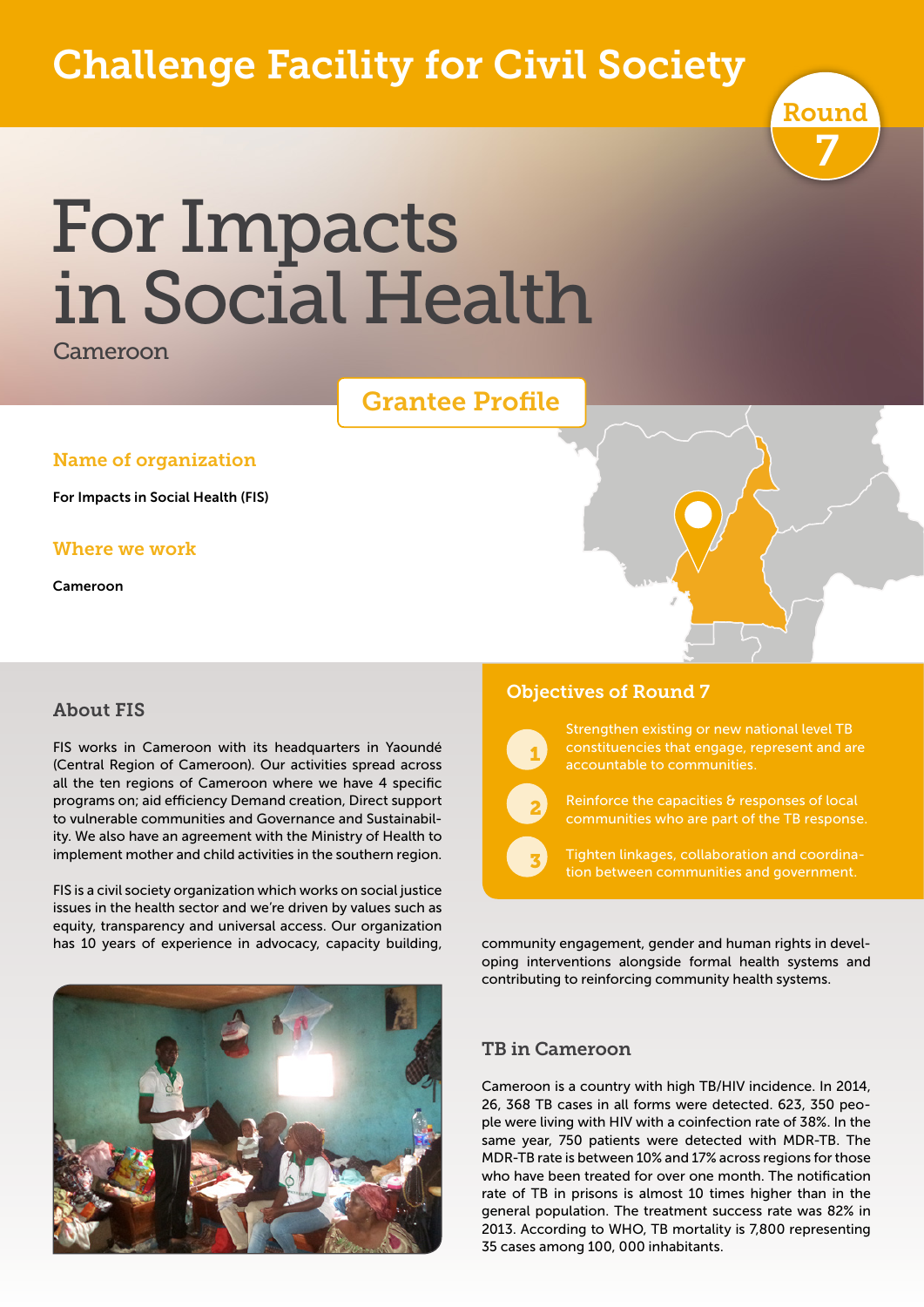# Challenge Facility for Civil Society

Round 7

# For Impacts in Social Health

Cameroon

## Grantee Profile

### Name of organization

For Impacts in Social Health (FIS)

### Where we work

Cameroon

### About FIS

FIS works in Cameroon with its headquarters in Yaoundé (Central Region of Cameroon). Our activities spread across all the ten regions of Cameroon where we have 4 specific programs on; aid efficiency Demand creation, Direct support to vulnerable communities and Governance and Sustainability. We also have an agreement with the Ministry of Health to implement mother and child activities in the southern region.

FIS is a civil society organization which works on social justice issues in the health sector and we're driven by values such as equity, transparency and universal access. Our organization has 10 years of experience in advocacy, capacity building, community engagement, gender and human rights in developing interventions alongside formal health systems and contributing to reinforcing community health systems.

### Objectives of Round 7

1. Strengthen existing or new national level TB constituencies that engage, represent and are accountable to communities.
2. Reinforce the capacities & responses of local communities who are part of the TB response.
3. Tighten linkages, collaboration and coordination between communities and government.

### TB in Cameroon

Cameroon is a country with high TB/HIV incidence. In 2014, 26, 368 TB cases in all forms were detected. 623, 350 people were living with HIV with a coinfection rate of 38%. In the same year, 750 patients were detected with MDR-TB. The MDR-TB rate is between 10% and 17% across regions for those who have been treated for over one month. The notification rate of TB in prisons is almost 10 times higher than in the general population. The treatment success rate was 82% in 2013. According to WHO, TB mortality is 7,800 representing 35 cases among 100, 000 inhabitants.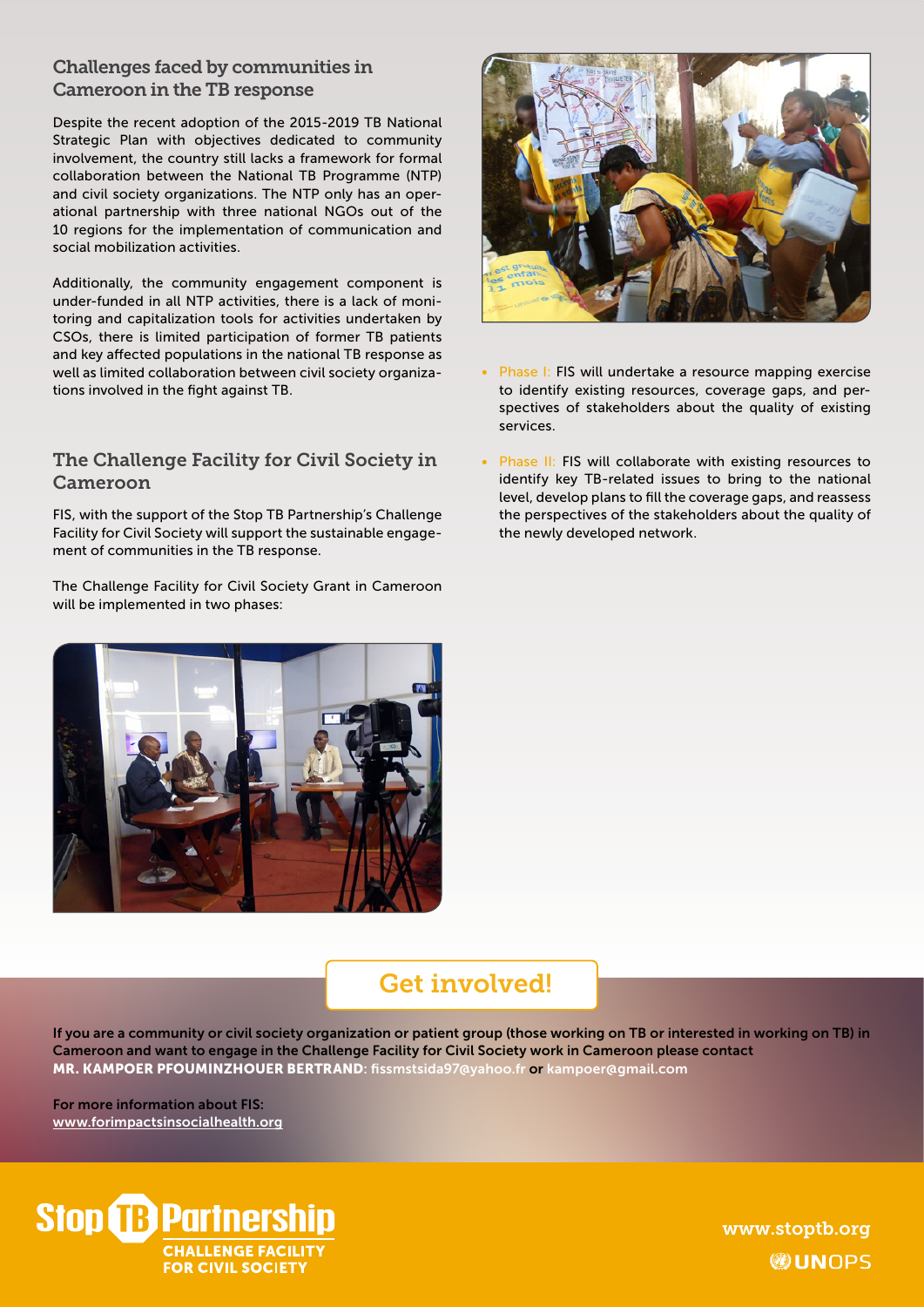## Challenges faced by communities in Cameroon in the TB response

Despite the recent adoption of the 2015-2019 TB National Strategic Plan with objectives dedicated to community involvement, the country still lacks a framework for formal collaboration between the National TB Programme (NTP) and civil society organizations. The NTP only has an operational partnership with three national NGOs out of the 10 regions for the implementation of communication and social mobilization activities.

Additionally, the community engagement component is under-funded in all NTP activities, there is a lack of monitoring and capitalization tools for activities undertaken by CSOs, there is limited participation of former TB patients and key affected populations in the national TB response as well as limited collaboration between civil society organizations involved in the fight against TB.

## The Challenge Facility for Civil Society in Cameroon

FIS, with the support of the Stop TB Partnership's Challenge Facility for Civil Society will support the sustainable engagement of communities in the TB response.

The Challenge Facility for Civil Society Grant in Cameroon will be implemented in two phases:

- Phase I: FIS will undertake a resource mapping exercise to identify existing resources, coverage gaps, and perspectives of stakeholders about the quality of existing services.
- Phase II: FIS will collaborate with existing resources to identify key TB-related issues to bring to the national level, develop plans to fill the coverage gaps, and reassess the perspectives of the stakeholders about the quality of the newly developed network.

## Get involved!

**If you are a community or civil society organization or patient group (those working on TB or interested in working on TB) in Cameroon and want to engage in the Challenge Facility for Civil Society work in Cameroon please contact MR. KAMPOER PFOUMINZHOUER BERTRAND: fissmstsida97@yahoo.fr or kampoer@gmail.com**

**For more information about FIS:**
**www.forimpactsinsocialhealth.org**

Stop TB Partnership
CHALLENGE FACILITY FOR CIVIL SOCIETY

www.stoptb.org
UNOPS